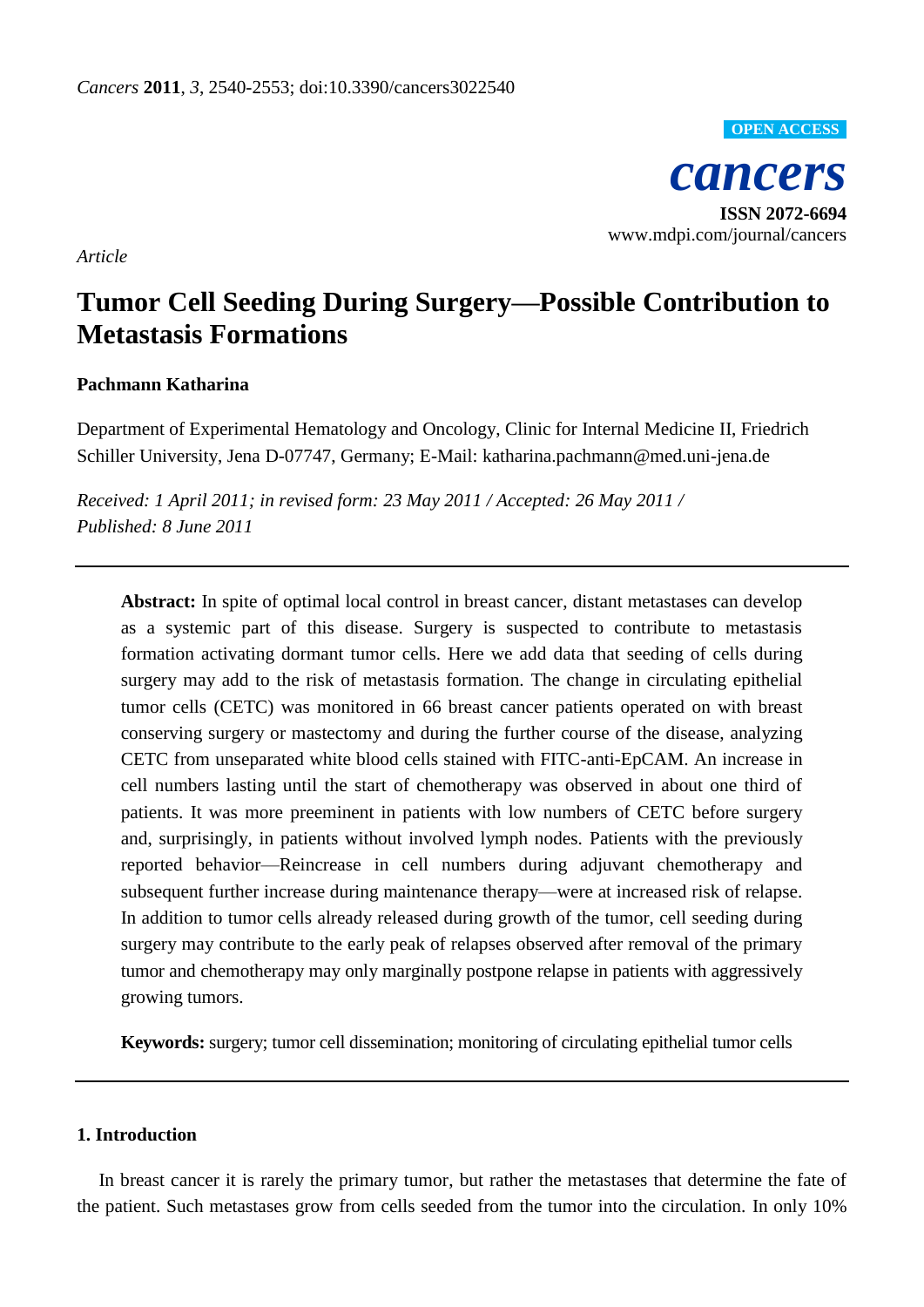*Article*

# Tumor Cell Seeding During Surgery—Possible Contribution to Metastasis Formations

**Pachmann Katharina**

Department of Experimental Hematology and Oncology, Clinic for Internal Medicine II, Friedrich Schiller University, Jena D-07747, Germany; E-Mail: katharina.pachmann@med.uni-jena.de

*Received: 1 April 2011; in revised form: 23 May 2011 / Accepted: 26 May 2011 / Published: 8 June 2011*

---

**Abstract:** In spite of optimal local control in breast cancer, distant metastases can develop as a systemic part of this disease. Surgery is suspected to contribute to metastasis formation activating dormant tumor cells. Here we add data that seeding of cells during surgery may add to the risk of metastasis formation. The change in circulating epithelial tumor cells (CETC) was monitored in 66 breast cancer patients operated on with breast conserving surgery or mastectomy and during the further course of the disease, analyzing CETC from unseparated white blood cells stained with FITC-anti-EpCAM. An increase in cell numbers lasting until the start of chemotherapy was observed in about one third of patients. It was more preeminent in patients with low numbers of CETC before surgery and, surprisingly, in patients without involved lymph nodes. Patients with the previously reported behavior—Reincrease in cell numbers during adjuvant chemotherapy and subsequent further increase during maintenance therapy—were at increased risk of relapse. In addition to tumor cells already released during growth of the tumor, cell seeding during surgery may contribute to the early peak of relapses observed after removal of the primary tumor and chemotherapy may only marginally postpone relapse in patients with aggressively growing tumors.

**Keywords:** surgery; tumor cell dissemination; monitoring of circulating epithelial tumor cells

---

## 1. Introduction

In breast cancer it is rarely the primary tumor, but rather the metastases that determine the fate of the patient. Such metastases grow from cells seeded from the tumor into the circulation. In only 10%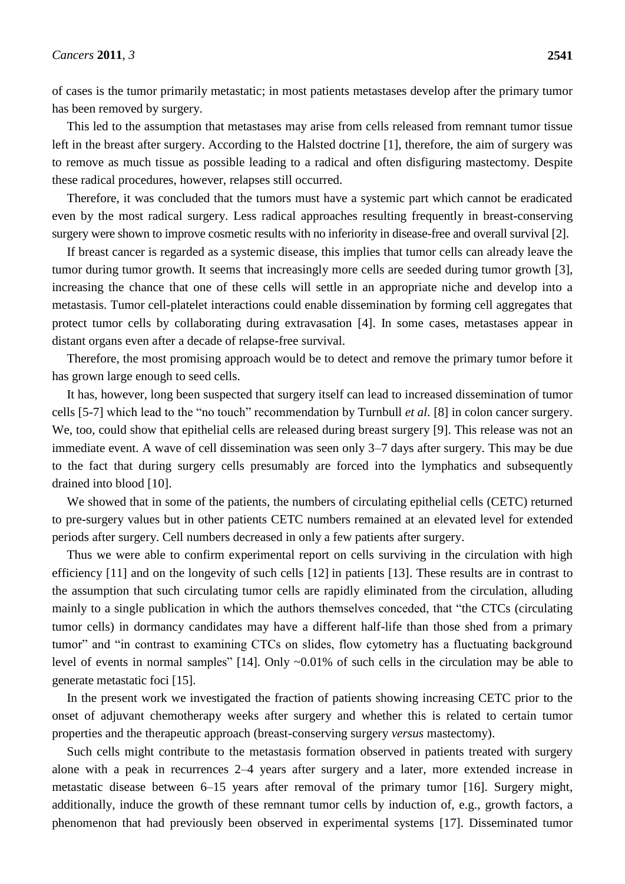of cases is the tumor primarily metastatic; in most patients metastases develop after the primary tumor has been removed by surgery.

This led to the assumption that metastases may arise from cells released from remnant tumor tissue left in the breast after surgery. According to the Halsted doctrine [1], therefore, the aim of surgery was to remove as much tissue as possible leading to a radical and often disfiguring mastectomy. Despite these radical procedures, however, relapses still occurred.

Therefore, it was concluded that the tumors must have a systemic part which cannot be eradicated even by the most radical surgery. Less radical approaches resulting frequently in breast-conserving surgery were shown to improve cosmetic results with no inferiority in disease-free and overall survival [2].

If breast cancer is regarded as a systemic disease, this implies that tumor cells can already leave the tumor during tumor growth. It seems that increasingly more cells are seeded during tumor growth [3], increasing the chance that one of these cells will settle in an appropriate niche and develop into a metastasis. Tumor cell-platelet interactions could enable dissemination by forming cell aggregates that protect tumor cells by collaborating during extravasation [4]. In some cases, metastases appear in distant organs even after a decade of relapse-free survival.

Therefore, the most promising approach would be to detect and remove the primary tumor before it has grown large enough to seed cells.

It has, however, long been suspected that surgery itself can lead to increased dissemination of tumor cells [5-7] which lead to the "no touch" recommendation by Turnbull *et al.* [8] in colon cancer surgery. We, too, could show that epithelial cells are released during breast surgery [9]. This release was not an immediate event. A wave of cell dissemination was seen only 3–7 days after surgery. This may be due to the fact that during surgery cells presumably are forced into the lymphatics and subsequently drained into blood [10].

We showed that in some of the patients, the numbers of circulating epithelial cells (CETC) returned to pre-surgery values but in other patients CETC numbers remained at an elevated level for extended periods after surgery. Cell numbers decreased in only a few patients after surgery.

Thus we were able to confirm experimental report on cells surviving in the circulation with high efficiency [11] and on the longevity of such cells [12] in patients [13]. These results are in contrast to the assumption that such circulating tumor cells are rapidly eliminated from the circulation, alluding mainly to a single publication in which the authors themselves conceded, that "the CTCs (circulating tumor cells) in dormancy candidates may have a different half-life than those shed from a primary tumor" and "in contrast to examining CTCs on slides, flow cytometry has a fluctuating background level of events in normal samples" [14]. Only ~0.01% of such cells in the circulation may be able to generate metastatic foci [15].

In the present work we investigated the fraction of patients showing increasing CETC prior to the onset of adjuvant chemotherapy weeks after surgery and whether this is related to certain tumor properties and the therapeutic approach (breast-conserving surgery *versus* mastectomy).

Such cells might contribute to the metastasis formation observed in patients treated with surgery alone with a peak in recurrences 2–4 years after surgery and a later, more extended increase in metastatic disease between 6–15 years after removal of the primary tumor [16]. Surgery might, additionally, induce the growth of these remnant tumor cells by induction of, e.g., growth factors, a phenomenon that had previously been observed in experimental systems [17]. Disseminated tumor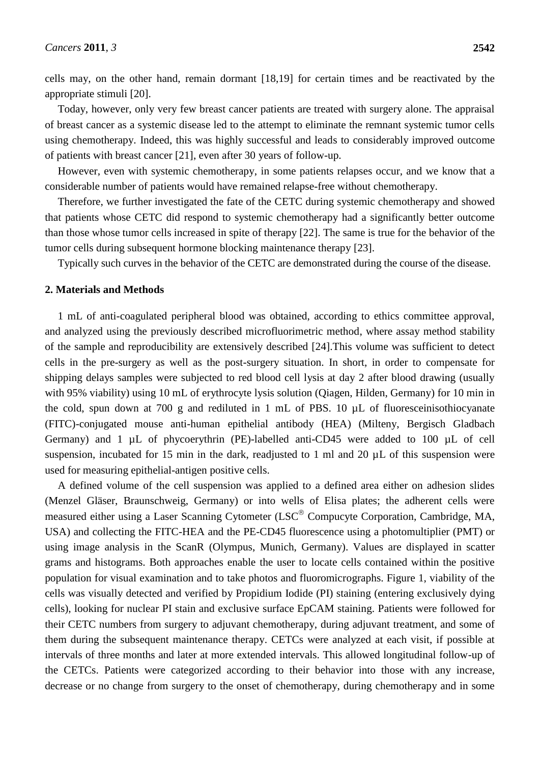cells may, on the other hand, remain dormant [18,19] for certain times and be reactivated by the appropriate stimuli [20].

Today, however, only very few breast cancer patients are treated with surgery alone. The appraisal of breast cancer as a systemic disease led to the attempt to eliminate the remnant systemic tumor cells using chemotherapy. Indeed, this was highly successful and leads to considerably improved outcome of patients with breast cancer [21], even after 30 years of follow-up.

However, even with systemic chemotherapy, in some patients relapses occur, and we know that a considerable number of patients would have remained relapse-free without chemotherapy.

Therefore, we further investigated the fate of the CETC during systemic chemotherapy and showed that patients whose CETC did respond to systemic chemotherapy had a significantly better outcome than those whose tumor cells increased in spite of therapy [22]. The same is true for the behavior of the tumor cells during subsequent hormone blocking maintenance therapy [23].

Typically such curves in the behavior of the CETC are demonstrated during the course of the disease.

## 2. Materials and Methods

1 mL of anti-coagulated peripheral blood was obtained, according to ethics committee approval, and analyzed using the previously described microfluorimetric method, where assay method stability of the sample and reproducibility are extensively described [24].This volume was sufficient to detect cells in the pre-surgery as well as the post-surgery situation. In short, in order to compensate for shipping delays samples were subjected to red blood cell lysis at day 2 after blood drawing (usually with 95% viability) using 10 mL of erythrocyte lysis solution (Qiagen, Hilden, Germany) for 10 min in the cold, spun down at 700 g and rediluted in 1 mL of PBS. 10 µL of fluoresceinisothiocyanate (FITC)-conjugated mouse anti-human epithelial antibody (HEA) (Milteny, Bergisch Gladbach Germany) and 1 µL of phycoerythrin (PE)-labelled anti-CD45 were added to 100 µL of cell suspension, incubated for 15 min in the dark, readjusted to 1 ml and 20 µL of this suspension were used for measuring epithelial-antigen positive cells.

A defined volume of the cell suspension was applied to a defined area either on adhesion slides (Menzel Gläser, Braunschweig, Germany) or into wells of Elisa plates; the adherent cells were measured either using a Laser Scanning Cytometer (LSC® Compucyte Corporation, Cambridge, MA, USA) and collecting the FITC-HEA and the PE-CD45 fluorescence using a photomultiplier (PMT) or using image analysis in the ScanR (Olympus, Munich, Germany). Values are displayed in scatter grams and histograms. Both approaches enable the user to locate cells contained within the positive population for visual examination and to take photos and fluoromicrographs. Figure 1, viability of the cells was visually detected and verified by Propidium Iodide (PI) staining (entering exclusively dying cells), looking for nuclear PI stain and exclusive surface EpCAM staining. Patients were followed for their CETC numbers from surgery to adjuvant chemotherapy, during adjuvant treatment, and some of them during the subsequent maintenance therapy. CETCs were analyzed at each visit, if possible at intervals of three months and later at more extended intervals. This allowed longitudinal follow-up of the CETCs. Patients were categorized according to their behavior into those with any increase, decrease or no change from surgery to the onset of chemotherapy, during chemotherapy and in some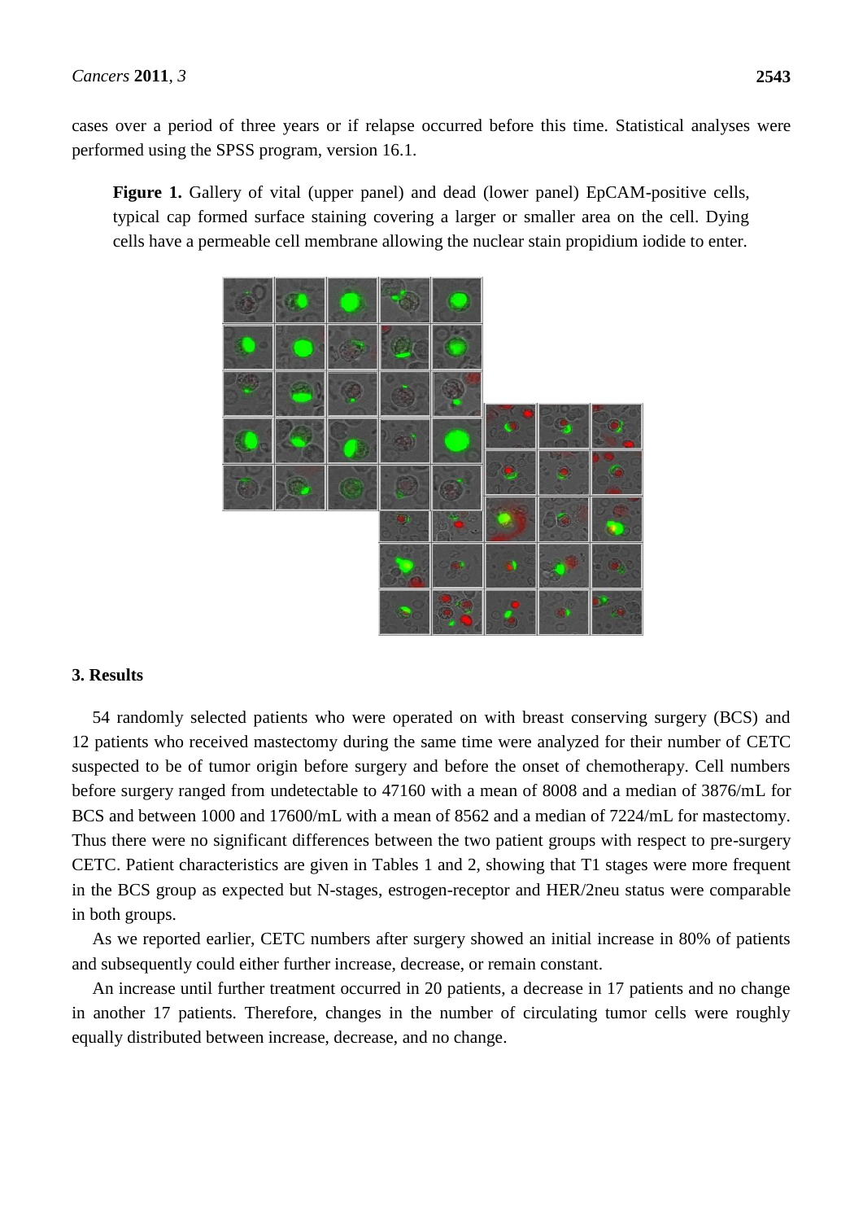cases over a period of three years or if relapse occurred before this time. Statistical analyses were performed using the SPSS program, version 16.1.

**Figure 1.** Gallery of vital (upper panel) and dead (lower panel) EpCAM-positive cells, typical cap formed surface staining covering a larger or smaller area on the cell. Dying cells have a permeable cell membrane allowing the nuclear stain propidium iodide to enter.

## 3. Results

54 randomly selected patients who were operated on with breast conserving surgery (BCS) and 12 patients who received mastectomy during the same time were analyzed for their number of CETC suspected to be of tumor origin before surgery and before the onset of chemotherapy. Cell numbers before surgery ranged from undetectable to 47160 with a mean of 8008 and a median of 3876/mL for BCS and between 1000 and 17600/mL with a mean of 8562 and a median of 7224/mL for mastectomy. Thus there were no significant differences between the two patient groups with respect to pre-surgery CETC. Patient characteristics are given in Tables 1 and 2, showing that T1 stages were more frequent in the BCS group as expected but N-stages, estrogen-receptor and HER/2neu status were comparable in both groups.

As we reported earlier, CETC numbers after surgery showed an initial increase in 80% of patients and subsequently could either further increase, decrease, or remain constant.

An increase until further treatment occurred in 20 patients, a decrease in 17 patients and no change in another 17 patients. Therefore, changes in the number of circulating tumor cells were roughly equally distributed between increase, decrease, and no change.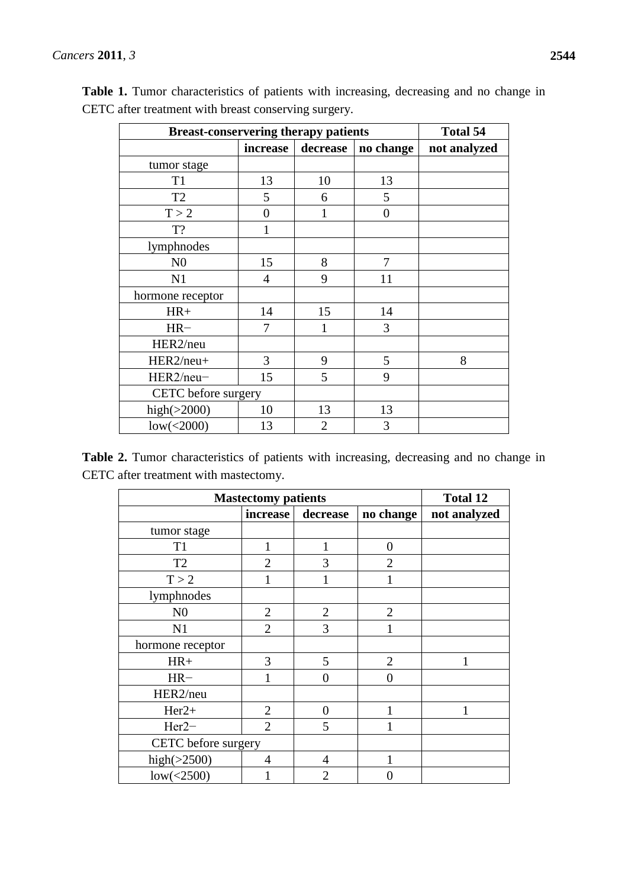**Table 1.** Tumor characteristics of patients with increasing, decreasing and no change in CETC after treatment with breast conserving surgery.

| Breast-conservering therapy patients | | | | Total 54 |
|---|---|---|---|---|
| | increase | decrease | no change | not analyzed |
| tumor stage | | | | |
| T1 | 13 | 10 | 13 | |
| T2 | 5 | 6 | 5 | |
| T > 2 | 0 | 1 | 0 | |
| T? | 1 | | | |
| lymphnodes | | | | |
| N0 | 15 | 8 | 7 | |
| N1 | 4 | 9 | 11 | |
| hormone receptor | | | | |
| HR+ | 14 | 15 | 14 | |
| HR− | 7 | 1 | 3 | |
| HER2/neu | | | | |
| HER2/neu+ | 3 | 9 | 5 | 8 |
| HER2/neu− | 15 | 5 | 9 | |
| CETC before surgery | | | | |
| high(>2000) | 10 | 13 | 13 | |
| low(<2000) | 13 | 2 | 3 | |

**Table 2.** Tumor characteristics of patients with increasing, decreasing and no change in CETC after treatment with mastectomy.

| Mastectomy patients | | | | Total 12 |
|---|---|---|---|---|
| | increase | decrease | no change | not analyzed |
| tumor stage | | | | |
| T1 | 1 | 1 | 0 | |
| T2 | 2 | 3 | 2 | |
| T > 2 | 1 | 1 | 1 | |
| lymphnodes | | | | |
| N0 | 2 | 2 | 2 | |
| N1 | 2 | 3 | 1 | |
| hormone receptor | | | | |
| HR+ | 3 | 5 | 2 | 1 |
| HR− | 1 | 0 | 0 | |
| HER2/neu | | | | |
| Her2+ | 2 | 0 | 1 | 1 |
| Her2− | 2 | 5 | 1 | |
| CETC before surgery | | | | |
| high(>2500) | 4 | 4 | 1 | |
| low(<2500) | 1 | 2 | 0 | |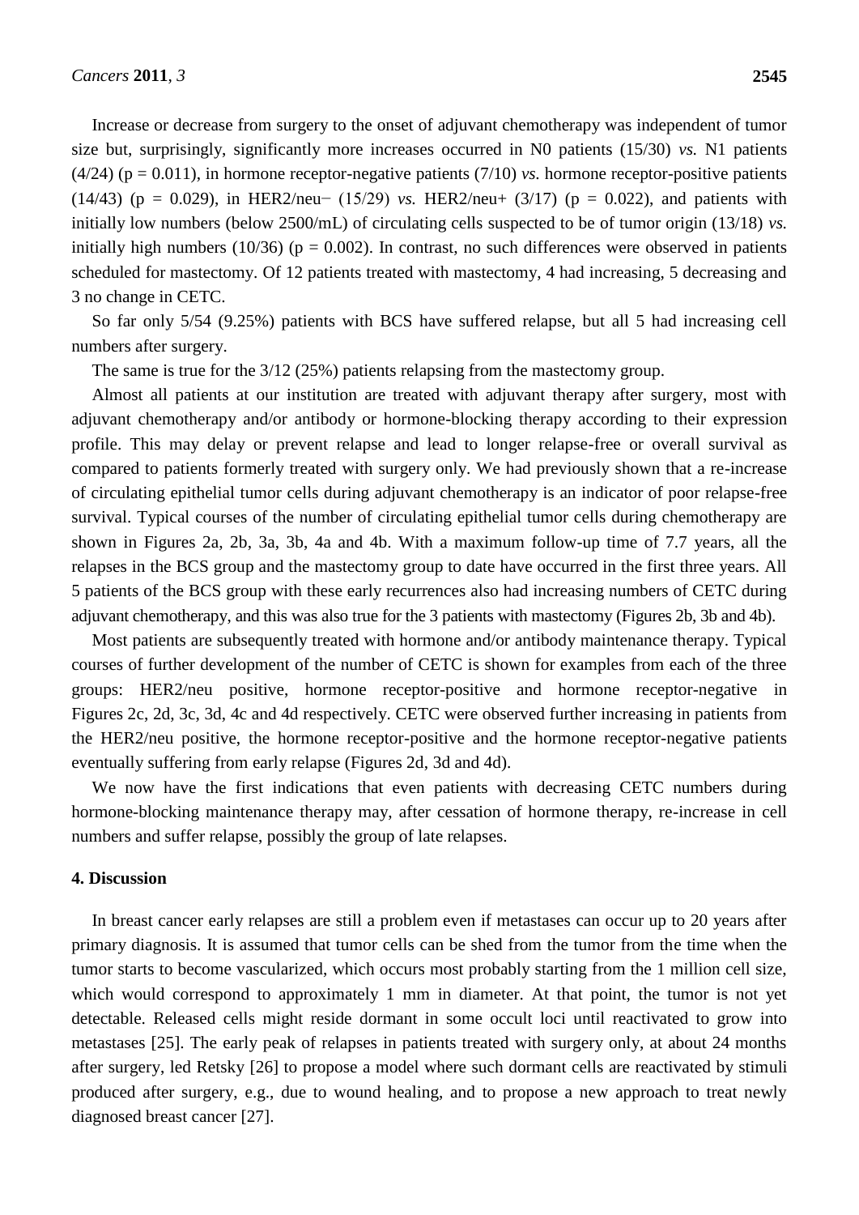Increase or decrease from surgery to the onset of adjuvant chemotherapy was independent of tumor size but, surprisingly, significantly more increases occurred in N0 patients (15/30) *vs.* N1 patients (4/24) ($p = 0.011$), in hormone receptor-negative patients (7/10) *vs.* hormone receptor-positive patients (14/43) ($p = 0.029$), in HER2/neu− (15/29) *vs.* HER2/neu+ (3/17) ($p = 0.022$), and patients with initially low numbers (below 2500/mL) of circulating cells suspected to be of tumor origin (13/18) *vs.* initially high numbers (10/36) ($p = 0.002$). In contrast, no such differences were observed in patients scheduled for mastectomy. Of 12 patients treated with mastectomy, 4 had increasing, 5 decreasing and 3 no change in CETC.

So far only 5/54 (9.25%) patients with BCS have suffered relapse, but all 5 had increasing cell numbers after surgery.

The same is true for the 3/12 (25%) patients relapsing from the mastectomy group.

Almost all patients at our institution are treated with adjuvant therapy after surgery, most with adjuvant chemotherapy and/or antibody or hormone-blocking therapy according to their expression profile. This may delay or prevent relapse and lead to longer relapse-free or overall survival as compared to patients formerly treated with surgery only. We had previously shown that a re-increase of circulating epithelial tumor cells during adjuvant chemotherapy is an indicator of poor relapse-free survival. Typical courses of the number of circulating epithelial tumor cells during chemotherapy are shown in Figures 2a, 2b, 3a, 3b, 4a and 4b. With a maximum follow-up time of 7.7 years, all the relapses in the BCS group and the mastectomy group to date have occurred in the first three years. All 5 patients of the BCS group with these early recurrences also had increasing numbers of CETC during adjuvant chemotherapy, and this was also true for the 3 patients with mastectomy (Figures 2b, 3b and 4b).

Most patients are subsequently treated with hormone and/or antibody maintenance therapy. Typical courses of further development of the number of CETC is shown for examples from each of the three groups: HER2/neu positive, hormone receptor-positive and hormone receptor-negative in Figures 2c, 2d, 3c, 3d, 4c and 4d respectively. CETC were observed further increasing in patients from the HER2/neu positive, the hormone receptor-positive and the hormone receptor-negative patients eventually suffering from early relapse (Figures 2d, 3d and 4d).

We now have the first indications that even patients with decreasing CETC numbers during hormone-blocking maintenance therapy may, after cessation of hormone therapy, re-increase in cell numbers and suffer relapse, possibly the group of late relapses.

## 4. Discussion

In breast cancer early relapses are still a problem even if metastases can occur up to 20 years after primary diagnosis. It is assumed that tumor cells can be shed from the tumor from the time when the tumor starts to become vascularized, which occurs most probably starting from the 1 million cell size, which would correspond to approximately 1 mm in diameter. At that point, the tumor is not yet detectable. Released cells might reside dormant in some occult loci until reactivated to grow into metastases [25]. The early peak of relapses in patients treated with surgery only, at about 24 months after surgery, led Retsky [26] to propose a model where such dormant cells are reactivated by stimuli produced after surgery, e.g., due to wound healing, and to propose a new approach to treat newly diagnosed breast cancer [27].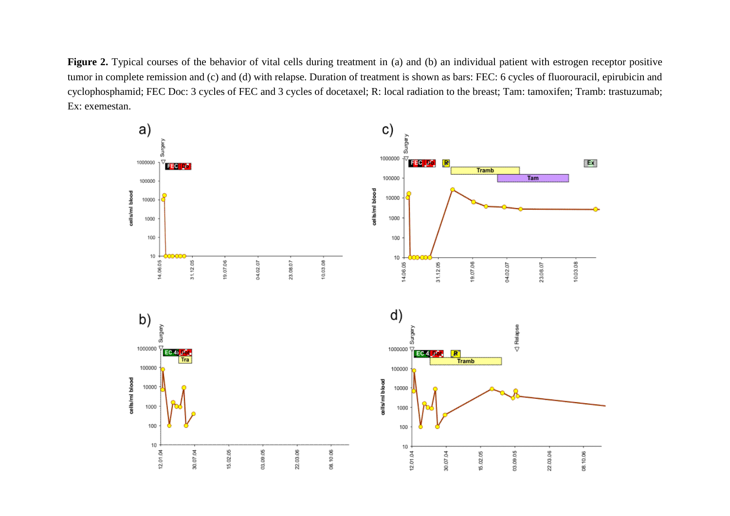**Figure 2.** Typical courses of the behavior of vital cells during treatment in (a) and (b) an individual patient with estrogen receptor positive tumor in complete remission and (c) and (d) with relapse. Duration of treatment is shown as bars: FEC: 6 cycles of fluorouracil, epirubicin and cyclophosphamid; FEC Doc: 3 cycles of FEC and 3 cycles of docetaxel; R: local radiation to the breast; Tam: tamoxifen; Tramb: trastuzumab; Ex: exemestan.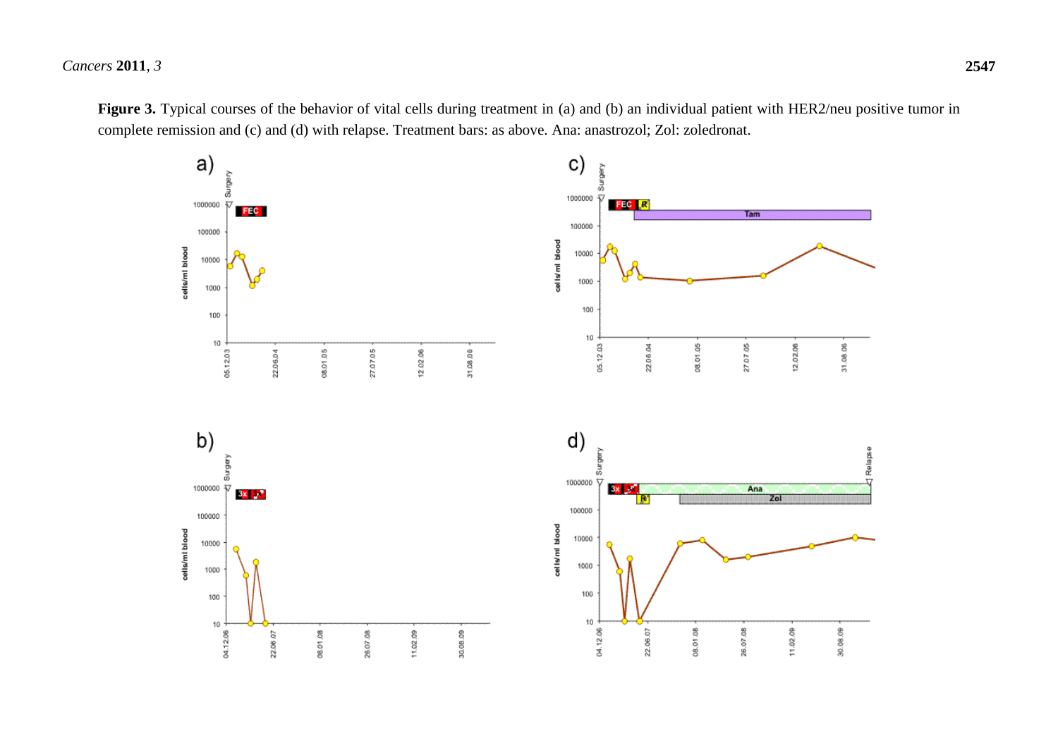**Figure 3.** Typical courses of the behavior of vital cells during treatment in (a) and (b) an individual patient with HER2/neu positive tumor in complete remission and (c) and (d) with relapse. Treatment bars: as above. Ana: anastrozol; Zol: zoledronat.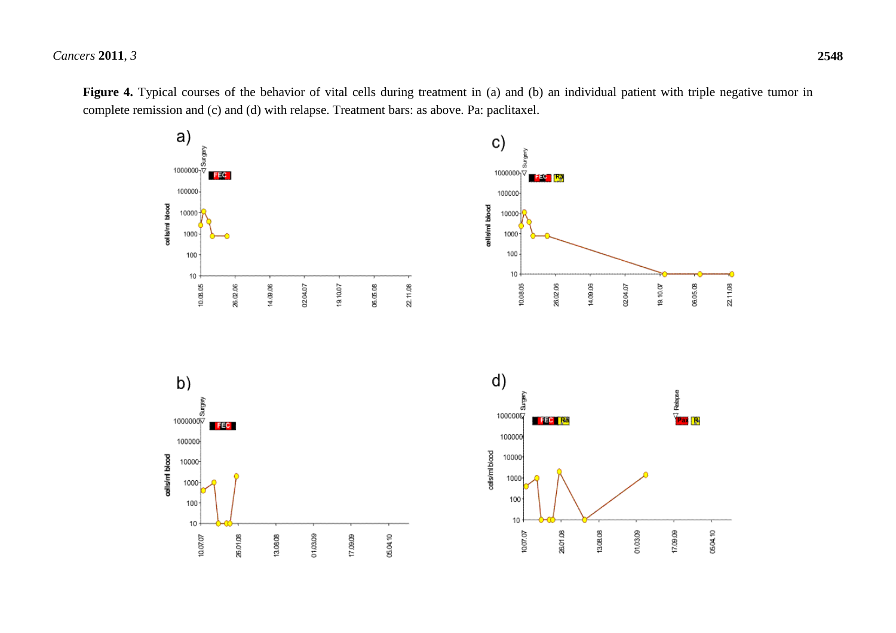**Figure 4.** Typical courses of the behavior of vital cells during treatment in (a) and (b) an individual patient with triple negative tumor in complete remission and (c) and (d) with relapse. Treatment bars: as above. Pa: paclitaxel.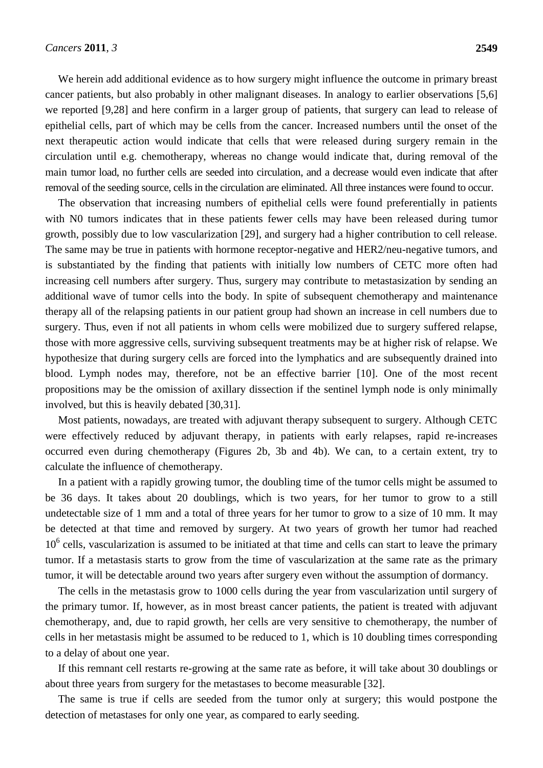We herein add additional evidence as to how surgery might influence the outcome in primary breast cancer patients, but also probably in other malignant diseases. In analogy to earlier observations [5,6] we reported [9,28] and here confirm in a larger group of patients, that surgery can lead to release of epithelial cells, part of which may be cells from the cancer. Increased numbers until the onset of the next therapeutic action would indicate that cells that were released during surgery remain in the circulation until e.g. chemotherapy, whereas no change would indicate that, during removal of the main tumor load, no further cells are seeded into circulation, and a decrease would even indicate that after removal of the seeding source, cells in the circulation are eliminated. All three instances were found to occur.

The observation that increasing numbers of epithelial cells were found preferentially in patients with N0 tumors indicates that in these patients fewer cells may have been released during tumor growth, possibly due to low vascularization [29], and surgery had a higher contribution to cell release. The same may be true in patients with hormone receptor-negative and HER2/neu-negative tumors, and is substantiated by the finding that patients with initially low numbers of CETC more often had increasing cell numbers after surgery. Thus, surgery may contribute to metastasization by sending an additional wave of tumor cells into the body. In spite of subsequent chemotherapy and maintenance therapy all of the relapsing patients in our patient group had shown an increase in cell numbers due to surgery. Thus, even if not all patients in whom cells were mobilized due to surgery suffered relapse, those with more aggressive cells, surviving subsequent treatments may be at higher risk of relapse. We hypothesize that during surgery cells are forced into the lymphatics and are subsequently drained into blood. Lymph nodes may, therefore, not be an effective barrier [10]. One of the most recent propositions may be the omission of axillary dissection if the sentinel lymph node is only minimally involved, but this is heavily debated [30,31].

Most patients, nowadays, are treated with adjuvant therapy subsequent to surgery. Although CETC were effectively reduced by adjuvant therapy, in patients with early relapses, rapid re-increases occurred even during chemotherapy (Figures 2b, 3b and 4b). We can, to a certain extent, try to calculate the influence of chemotherapy.

In a patient with a rapidly growing tumor, the doubling time of the tumor cells might be assumed to be 36 days. It takes about 20 doublings, which is two years, for her tumor to grow to a still undetectable size of 1 mm and a total of three years for her tumor to grow to a size of 10 mm. It may be detected at that time and removed by surgery. At two years of growth her tumor had reached $10^6$ cells, vascularization is assumed to be initiated at that time and cells can start to leave the primary tumor. If a metastasis starts to grow from the time of vascularization at the same rate as the primary tumor, it will be detectable around two years after surgery even without the assumption of dormancy.

The cells in the metastasis grow to 1000 cells during the year from vascularization until surgery of the primary tumor. If, however, as in most breast cancer patients, the patient is treated with adjuvant chemotherapy, and, due to rapid growth, her cells are very sensitive to chemotherapy, the number of cells in her metastasis might be assumed to be reduced to 1, which is 10 doubling times corresponding to a delay of about one year.

If this remnant cell restarts re-growing at the same rate as before, it will take about 30 doublings or about three years from surgery for the metastases to become measurable [32].

The same is true if cells are seeded from the tumor only at surgery; this would postpone the detection of metastases for only one year, as compared to early seeding.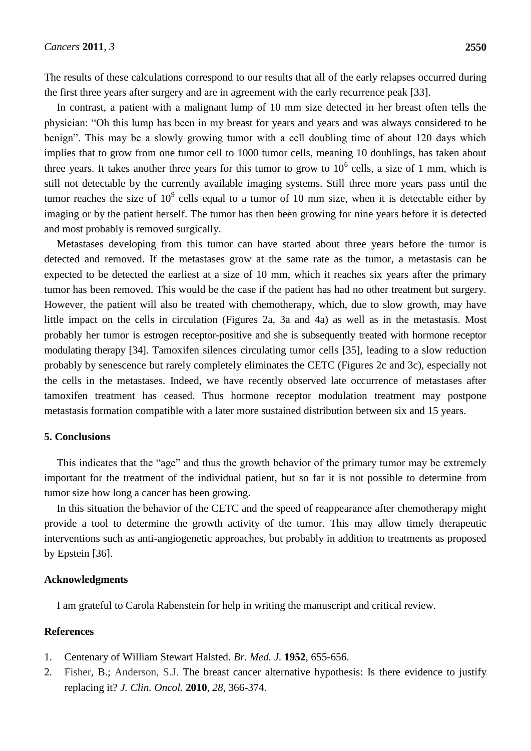The results of these calculations correspond to our results that all of the early relapses occurred during the first three years after surgery and are in agreement with the early recurrence peak [33].

In contrast, a patient with a malignant lump of 10 mm size detected in her breast often tells the physician: "Oh this lump has been in my breast for years and years and was always considered to be benign". This may be a slowly growing tumor with a cell doubling time of about 120 days which implies that to grow from one tumor cell to 1000 tumor cells, meaning 10 doublings, has taken about three years. It takes another three years for this tumor to grow to $10^6$ cells, a size of 1 mm, which is still not detectable by the currently available imaging systems. Still three more years pass until the tumor reaches the size of $10^9$ cells equal to a tumor of 10 mm size, when it is detectable either by imaging or by the patient herself. The tumor has then been growing for nine years before it is detected and most probably is removed surgically.

Metastases developing from this tumor can have started about three years before the tumor is detected and removed. If the metastases grow at the same rate as the tumor, a metastasis can be expected to be detected the earliest at a size of 10 mm, which it reaches six years after the primary tumor has been removed. This would be the case if the patient has had no other treatment but surgery. However, the patient will also be treated with chemotherapy, which, due to slow growth, may have little impact on the cells in circulation (Figures 2a, 3a and 4a) as well as in the metastasis. Most probably her tumor is estrogen receptor-positive and she is subsequently treated with hormone receptor modulating therapy [34]. Tamoxifen silences circulating tumor cells [35], leading to a slow reduction probably by senescence but rarely completely eliminates the CETC (Figures 2c and 3c), especially not the cells in the metastases. Indeed, we have recently observed late occurrence of metastases after tamoxifen treatment has ceased. Thus hormone receptor modulation treatment may postpone metastasis formation compatible with a later more sustained distribution between six and 15 years.

## 5. Conclusions

This indicates that the "age" and thus the growth behavior of the primary tumor may be extremely important for the treatment of the individual patient, but so far it is not possible to determine from tumor size how long a cancer has been growing.

In this situation the behavior of the CETC and the speed of reappearance after chemotherapy might provide a tool to determine the growth activity of the tumor. This may allow timely therapeutic interventions such as anti-angiogenetic approaches, but probably in addition to treatments as proposed by Epstein [36].

## Acknowledgments

I am grateful to Carola Rabenstein for help in writing the manuscript and critical review.

## References

1. Centenary of William Stewart Halsted. *Br. Med. J.* **1952**, 655-656.
2. Fisher, B.; Anderson, S.J. The breast cancer alternative hypothesis: Is there evidence to justify replacing it? *J. Clin. Oncol.* **2010**, *28*, 366-374.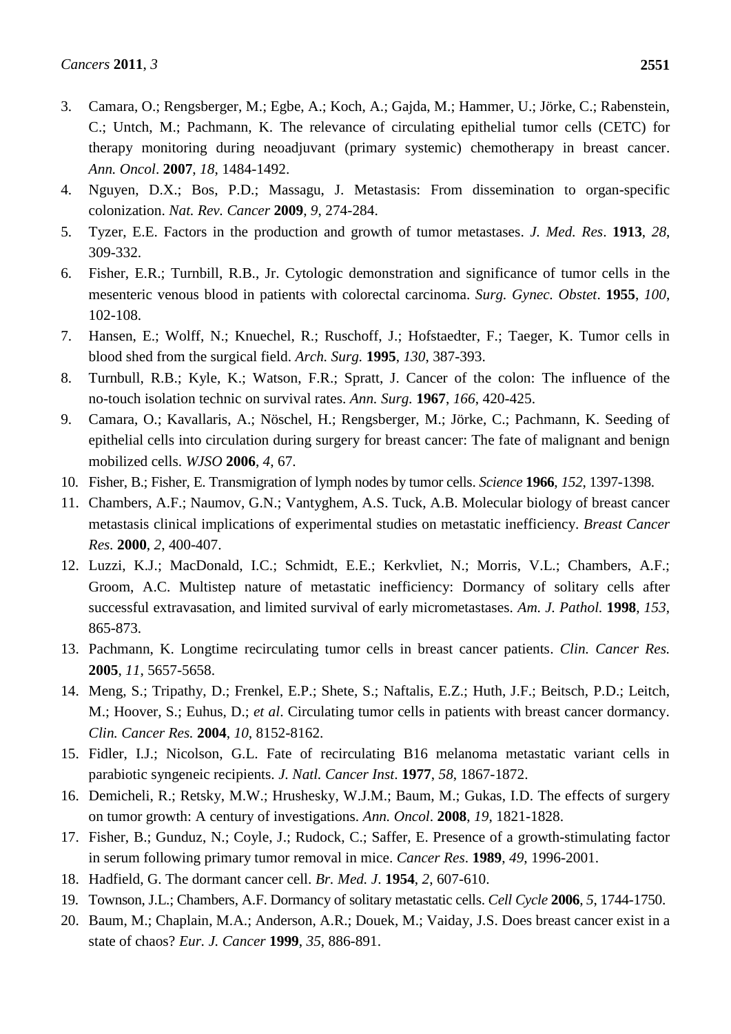3. Camara, O.; Rengsberger, M.; Egbe, A.; Koch, A.; Gajda, M.; Hammer, U.; Jörke, C.; Rabenstein, C.; Untch, M.; Pachmann, K. The relevance of circulating epithelial tumor cells (CETC) for therapy monitoring during neoadjuvant (primary systemic) chemotherapy in breast cancer. *Ann. Oncol*. **2007**, *18*, 1484-1492.
4. Nguyen, D.X.; Bos, P.D.; Massagu, J. Metastasis: From dissemination to organ-specific colonization. *Nat. Rev. Cancer* **2009**, *9*, 274-284.
5. Tyzer, E.E. Factors in the production and growth of tumor metastases. *J. Med. Res*. **1913**, *28*, 309-332.
6. Fisher, E.R.; Turnbill, R.B., Jr. Cytologic demonstration and significance of tumor cells in the mesenteric venous blood in patients with colorectal carcinoma. *Surg. Gynec. Obstet*. **1955**, *100*, 102-108.
7. Hansen, E.; Wolff, N.; Knuechel, R.; Ruschoff, J.; Hofstaedter, F.; Taeger, K. Tumor cells in blood shed from the surgical field. *Arch. Surg.* **1995**, *130*, 387-393.
8. Turnbull, R.B.; Kyle, K.; Watson, F.R.; Spratt, J. Cancer of the colon: The influence of the no-touch isolation technic on survival rates. *Ann. Surg.* **1967**, *166*, 420-425.
9. Camara, O.; Kavallaris, A.; Nöschel, H.; Rengsberger, M.; Jörke, C.; Pachmann, K. Seeding of epithelial cells into circulation during surgery for breast cancer: The fate of malignant and benign mobilized cells. *WJSO* **2006**, *4*, 67.
10. Fisher, B.; Fisher, E. Transmigration of lymph nodes by tumor cells. *Science* **1966**, *152*, 1397-1398.
11. Chambers, A.F.; Naumov, G.N.; Vantyghem, A.S. Tuck, A.B. Molecular biology of breast cancer metastasis clinical implications of experimental studies on metastatic inefficiency. *Breast Cancer Res.* **2000**, *2*, 400-407.
12. Luzzi, K.J.; MacDonald, I.C.; Schmidt, E.E.; Kerkvliet, N.; Morris, V.L.; Chambers, A.F.; Groom, A.C. Multistep nature of metastatic inefficiency: Dormancy of solitary cells after successful extravasation, and limited survival of early micrometastases. *Am. J. Pathol.* **1998**, *153*, 865-873.
13. Pachmann, K. Longtime recirculating tumor cells in breast cancer patients. *Clin. Cancer Res.* **2005**, *11*, 5657-5658.
14. Meng, S.; Tripathy, D.; Frenkel, E.P.; Shete, S.; Naftalis, E.Z.; Huth, J.F.; Beitsch, P.D.; Leitch, M.; Hoover, S.; Euhus, D.; *et al*. Circulating tumor cells in patients with breast cancer dormancy. *Clin. Cancer Res.* **2004**, *10*, 8152-8162.
15. Fidler, I.J.; Nicolson, G.L. Fate of recirculating B16 melanoma metastatic variant cells in parabiotic syngeneic recipients. *J. Natl. Cancer Inst*. **1977**, *58*, 1867-1872.
16. Demicheli, R.; Retsky, M.W.; Hrushesky, W.J.M.; Baum, M.; Gukas, I.D. The effects of surgery on tumor growth: A century of investigations. *Ann. Oncol*. **2008**, *19*, 1821-1828.
17. Fisher, B.; Gunduz, N.; Coyle, J.; Rudock, C.; Saffer, E. Presence of a growth-stimulating factor in serum following primary tumor removal in mice. *Cancer Res*. **1989**, *49*, 1996-2001.
18. Hadfield, G. The dormant cancer cell. *Br. Med. J*. **1954**, *2*, 607-610.
19. Townson, J.L.; Chambers, A.F. Dormancy of solitary metastatic cells. *Cell Cycle* **2006**, *5*, 1744-1750.
20. Baum, M.; Chaplain, M.A.; Anderson, A.R.; Douek, M.; Vaiday, J.S. Does breast cancer exist in a state of chaos? *Eur. J. Cancer* **1999**, *35*, 886-891.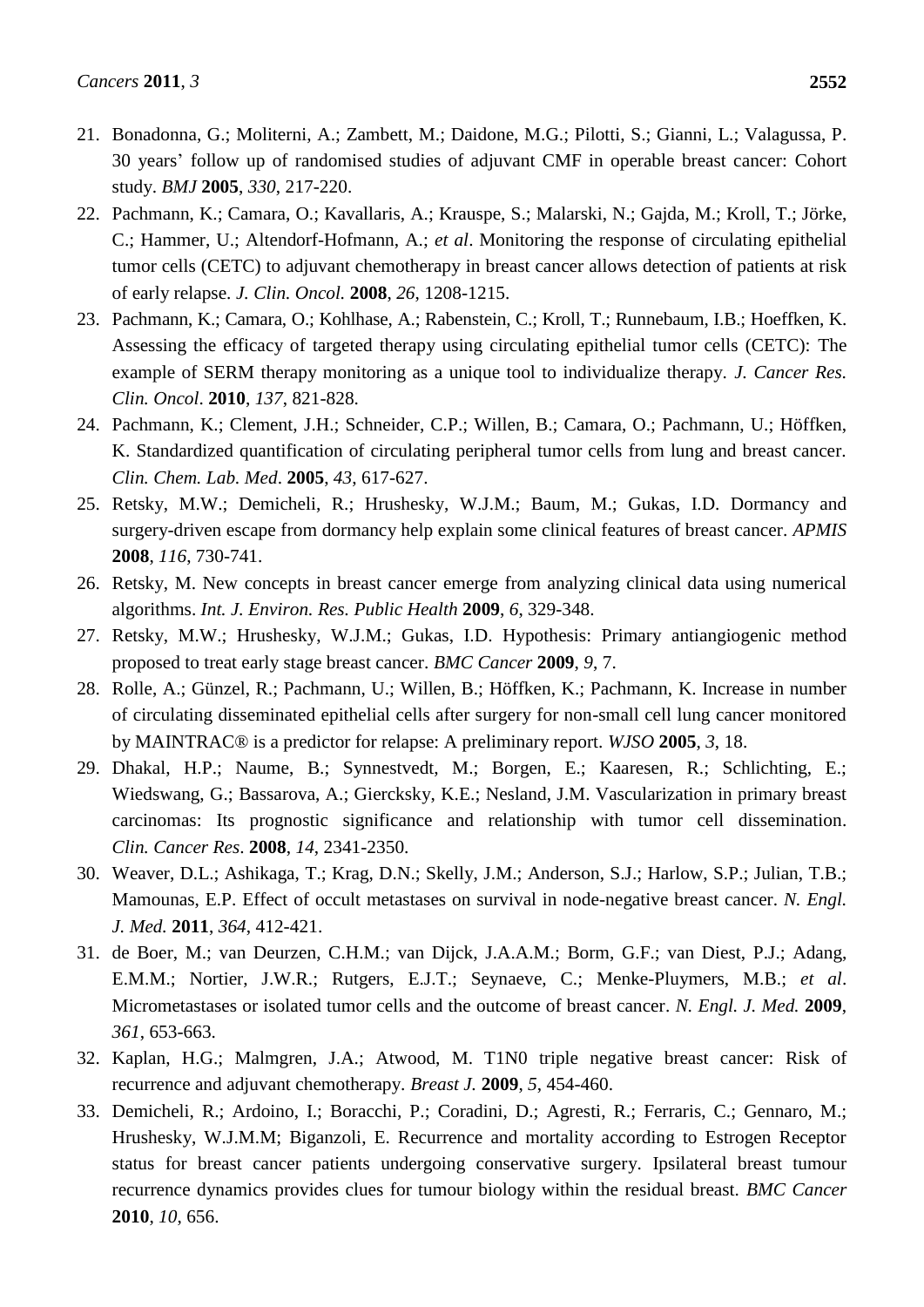21. Bonadonna, G.; Moliterni, A.; Zambett, M.; Daidone, M.G.; Pilotti, S.; Gianni, L.; Valagussa, P. 30 years' follow up of randomised studies of adjuvant CMF in operable breast cancer: Cohort study. *BMJ* **2005**, *330*, 217-220.
22. Pachmann, K.; Camara, O.; Kavallaris, A.; Krauspe, S.; Malarski, N.; Gajda, M.; Kroll, T.; Jörke, C.; Hammer, U.; Altendorf-Hofmann, A.; *et al*. Monitoring the response of circulating epithelial tumor cells (CETC) to adjuvant chemotherapy in breast cancer allows detection of patients at risk of early relapse. *J. Clin. Oncol.* **2008**, *26*, 1208-1215.
23. Pachmann, K.; Camara, O.; Kohlhase, A.; Rabenstein, C.; Kroll, T.; Runnebaum, I.B.; Hoeffken, K. Assessing the efficacy of targeted therapy using circulating epithelial tumor cells (CETC): The example of SERM therapy monitoring as a unique tool to individualize therapy. *J. Cancer Res. Clin. Oncol*. **2010**, *137*, 821-828.
24. Pachmann, K.; Clement, J.H.; Schneider, C.P.; Willen, B.; Camara, O.; Pachmann, U.; Höffken, K. Standardized quantification of circulating peripheral tumor cells from lung and breast cancer. *Clin. Chem. Lab. Med*. **2005**, *43*, 617-627.
25. Retsky, M.W.; Demicheli, R.; Hrushesky, W.J.M.; Baum, M.; Gukas, I.D. Dormancy and surgery-driven escape from dormancy help explain some clinical features of breast cancer. *APMIS* **2008**, *116*, 730-741.
26. Retsky, M. New concepts in breast cancer emerge from analyzing clinical data using numerical algorithms. *Int. J. Environ. Res. Public Health* **2009**, *6*, 329-348.
27. Retsky, M.W.; Hrushesky, W.J.M.; Gukas, I.D. Hypothesis: Primary antiangiogenic method proposed to treat early stage breast cancer. *BMC Cancer* **2009**, *9*, 7.
28. Rolle, A.; Günzel, R.; Pachmann, U.; Willen, B.; Höffken, K.; Pachmann, K. Increase in number of circulating disseminated epithelial cells after surgery for non-small cell lung cancer monitored by MAINTRAC® is a predictor for relapse: A preliminary report. *WJSO* **2005**, *3*, 18.
29. Dhakal, H.P.; Naume, B.; Synnestvedt, M.; Borgen, E.; Kaaresen, R.; Schlichting, E.; Wiedswang, G.; Bassarova, A.; Giercksky, K.E.; Nesland, J.M. Vascularization in primary breast carcinomas: Its prognostic significance and relationship with tumor cell dissemination. *Clin. Cancer Res*. **2008**, *14*, 2341-2350.
30. Weaver, D.L.; Ashikaga, T.; Krag, D.N.; Skelly, J.M.; Anderson, S.J.; Harlow, S.P.; Julian, T.B.; Mamounas, E.P. Effect of occult metastases on survival in node-negative breast cancer. *N. Engl. J. Med.* **2011**, *364*, 412-421.
31. de Boer, M.; van Deurzen, C.H.M.; van Dijck, J.A.A.M.; Borm, G.F.; van Diest, P.J.; Adang, E.M.M.; Nortier, J.W.R.; Rutgers, E.J.T.; Seynaeve, C.; Menke-Pluymers, M.B.; *et al*. Micrometastases or isolated tumor cells and the outcome of breast cancer. *N. Engl. J. Med.* **2009**, *361*, 653-663.
32. Kaplan, H.G.; Malmgren, J.A.; Atwood, M. T1N0 triple negative breast cancer: Risk of recurrence and adjuvant chemotherapy. *Breast J.* **2009**, *5*, 454-460.
33. Demicheli, R.; Ardoino, I.; Boracchi, P.; Coradini, D.; Agresti, R.; Ferraris, C.; Gennaro, M.; Hrushesky, W.J.M.M; Biganzoli, E. Recurrence and mortality according to Estrogen Receptor status for breast cancer patients undergoing conservative surgery. Ipsilateral breast tumour recurrence dynamics provides clues for tumour biology within the residual breast. *BMC Cancer* **2010**, *10*, 656.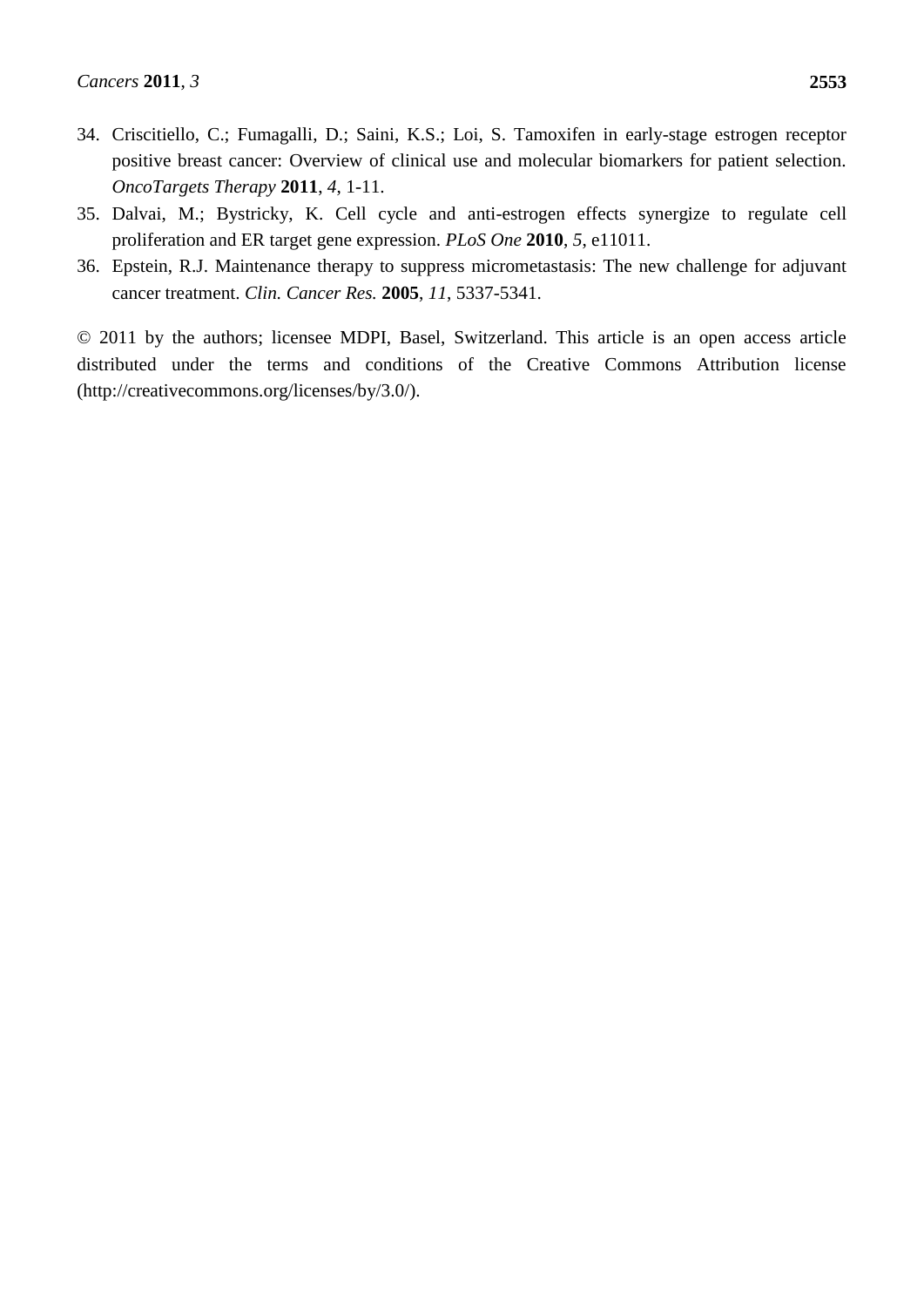34. Criscitiello, C.; Fumagalli, D.; Saini, K.S.; Loi, S. Tamoxifen in early-stage estrogen receptor positive breast cancer: Overview of clinical use and molecular biomarkers for patient selection. *OncoTargets Therapy* **2011**, *4*, 1-11.
35. Dalvai, M.; Bystricky, K. Cell cycle and anti-estrogen effects synergize to regulate cell proliferation and ER target gene expression. *PLoS One* **2010**, *5*, e11011.
36. Epstein, R.J. Maintenance therapy to suppress micrometastasis: The new challenge for adjuvant cancer treatment. *Clin. Cancer Res.* **2005**, *11*, 5337-5341.

© 2011 by the authors; licensee MDPI, Basel, Switzerland. This article is an open access article distributed under the terms and conditions of the Creative Commons Attribution license (http://creativecommons.org/licenses/by/3.0/).